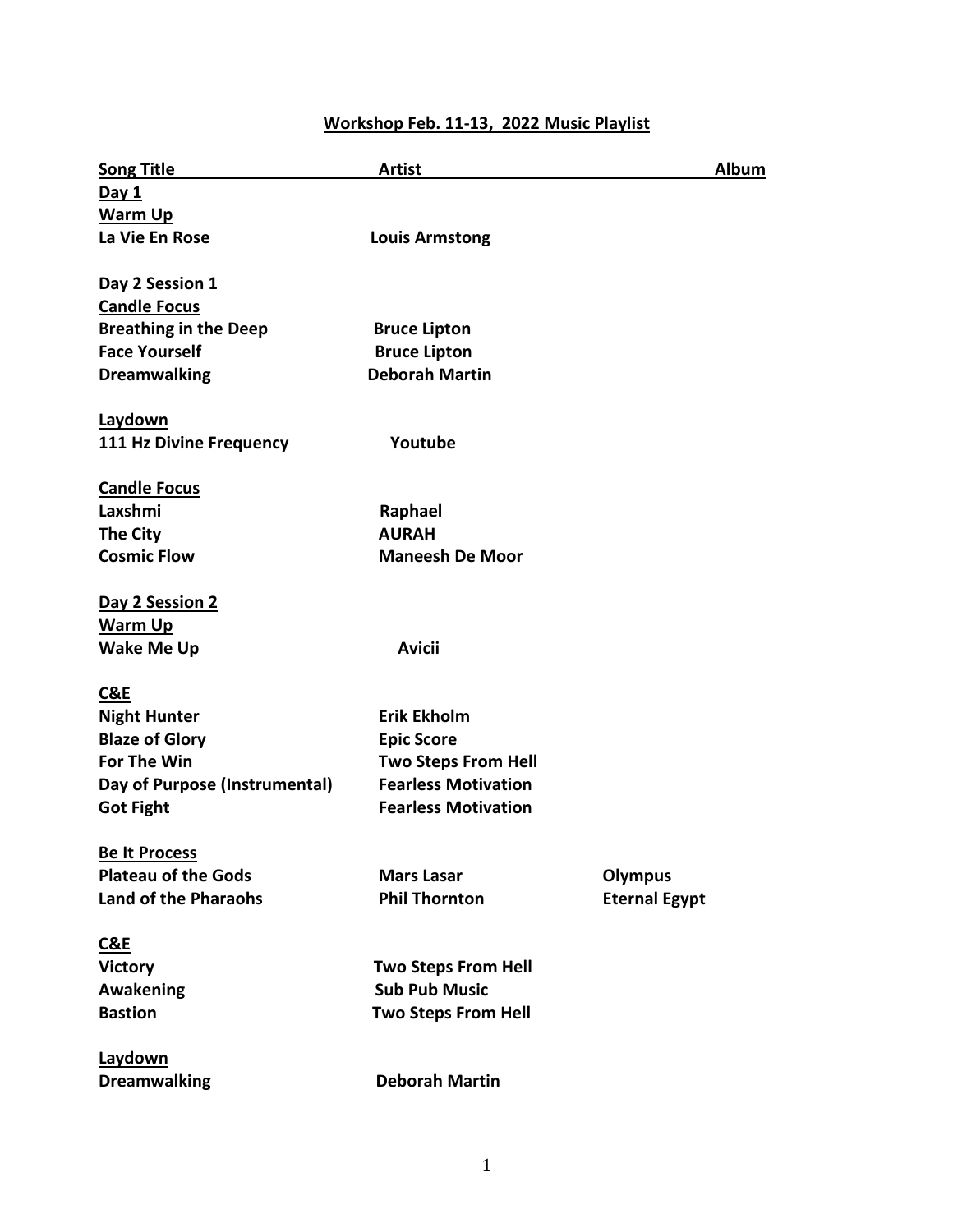# Workshop Feb. 11-13, 2022 Music Playlist

| Song Title | Artist | Album |
|---|---|---|
| **Day 1** | | |
| **Warm Up** | | |
| La Vie En Rose | Louis Armstong | |
| | | |
| **Day 2 Session 1** | | |
| **Candle Focus** | | |
| Breathing in the Deep | Bruce Lipton | |
| Face Yourself | Bruce Lipton | |
| Dreamwalking | Deborah Martin | |
| | | |
| **Laydown** | | |
| 111 Hz Divine Frequency | Youtube | |
| | | |
| **Candle Focus** | | |
| Laxshmi | Raphael | |
| The City | AURAH | |
| Cosmic Flow | Maneesh De Moor | |
| | | |
| **Day 2 Session 2** | | |
| **Warm Up** | | |
| Wake Me Up | Avicii | |
| | | |
| **C&E** | | |
| Night Hunter | Erik Ekholm | |
| Blaze of Glory | Epic Score | |
| For The Win | Two Steps From Hell | |
| Day of Purpose (Instrumental) | Fearless Motivation | |
| Got Fight | Fearless Motivation | |
| | | |
| **Be It Process** | | |
| Plateau of the Gods | Mars Lasar | Olympus |
| Land of the Pharaohs | Phil Thornton | Eternal Egypt |
| | | |
| **C&E** | | |
| Victory | Two Steps From Hell | |
| Awakening | Sub Pub Music | |
| Bastion | Two Steps From Hell | |
| | | |
| **Laydown** | | |
| Dreamwalking | Deborah Martin | |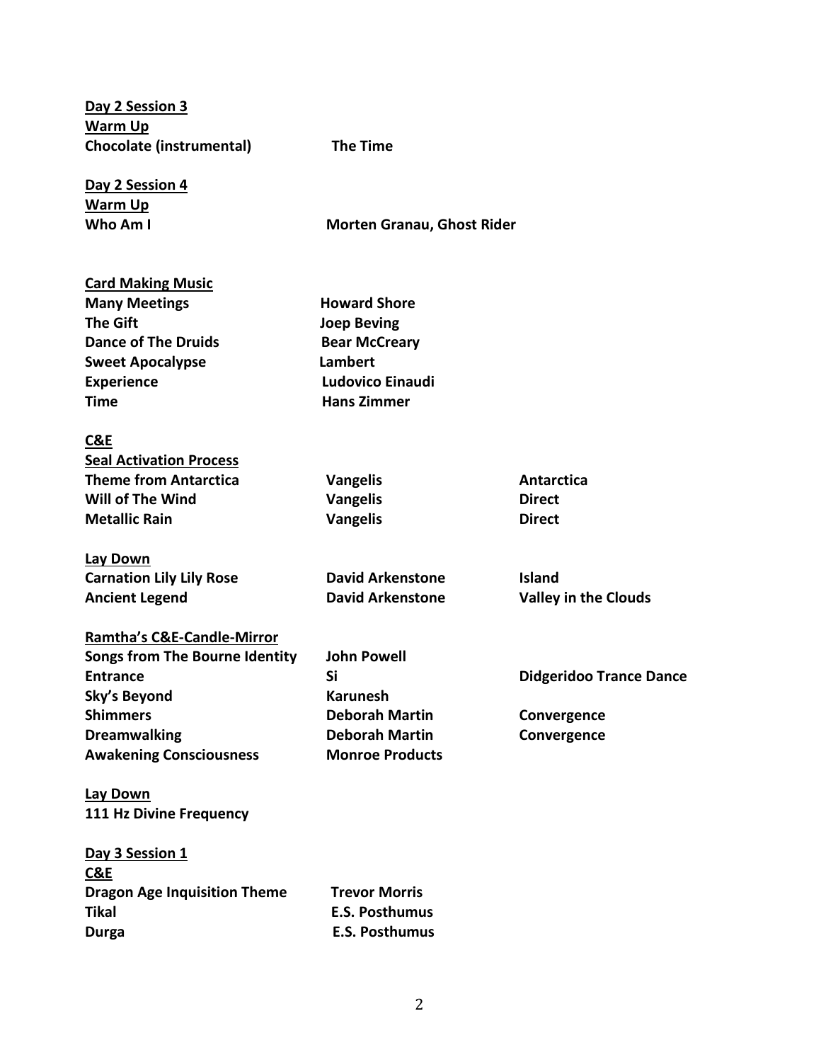**Day 2 Session 3**
**Warm Up**

| | |
|---|---|
| **Chocolate (instrumental)** | **The Time** |

**Day 2 Session 4**
**Warm Up**

| | |
|---|---|
| **Who Am I** | **Morten Granau, Ghost Rider** |

**Card Making Music**

| | |
|---|---|
| **Many Meetings** | **Howard Shore** |
| **The Gift** | **Joep Beving** |
| **Dance of The Druids** | **Bear McCreary** |
| **Sweet Apocalypse** | **Lambert** |
| **Experience** | **Ludovico Einaudi** |
| **Time** | **Hans Zimmer** |

**C&E**
**Seal Activation Process**

| | | |
|---|---|---|
| **Theme from Antarctica** | **Vangelis** | **Antarctica** |
| **Will of The Wind** | **Vangelis** | **Direct** |
| **Metallic Rain** | **Vangelis** | **Direct** |

**Lay Down**

| | | |
|---|---|---|
| **Carnation Lily Lily Rose** | **David Arkenstone** | **Island** |
| **Ancient Legend** | **David Arkenstone** | **Valley in the Clouds** |

**Ramtha's C&E-Candle-Mirror**

| | | |
|---|---|---|
| **Songs from The Bourne Identity** | **John Powell** | |
| **Entrance** | **Si** | **Didgeridoo Trance Dance** |
| **Sky's Beyond** | **Karunesh** | |
| **Shimmers** | **Deborah Martin** | **Convergence** |
| **Dreamwalking** | **Deborah Martin** | **Convergence** |
| **Awakening Consciousness** | **Monroe Products** | |

**Lay Down**
**111 Hz Divine Frequency**

**Day 3 Session 1**
**C&E**

| | |
|---|---|
| **Dragon Age Inquisition Theme** | **Trevor Morris** |
| **Tikal** | **E.S. Posthumus** |
| **Durga** | **E.S. Posthumus** |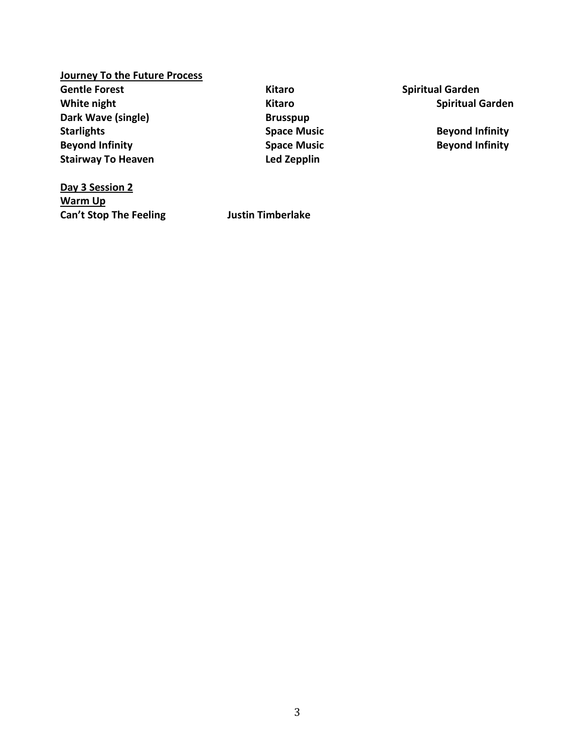**Journey To the Future Process**

| | | |
|---|---|---|
| **Gentle Forest** | **Kitaro** | **Spiritual Garden** |
| **White night** | **Kitaro** | **Spiritual Garden** |
| **Dark Wave (single)** | **Brusspup** | |
| **Starlights** | **Space Music** | **Beyond Infinity** |
| **Beyond Infinity** | **Space Music** | **Beyond Infinity** |
| **Stairway To Heaven** | **Led Zepplin** | |

**Day 3 Session 2**

**Warm Up**

| | |
|---|---|
| **Can't Stop The Feeling** | **Justin Timberlake** |